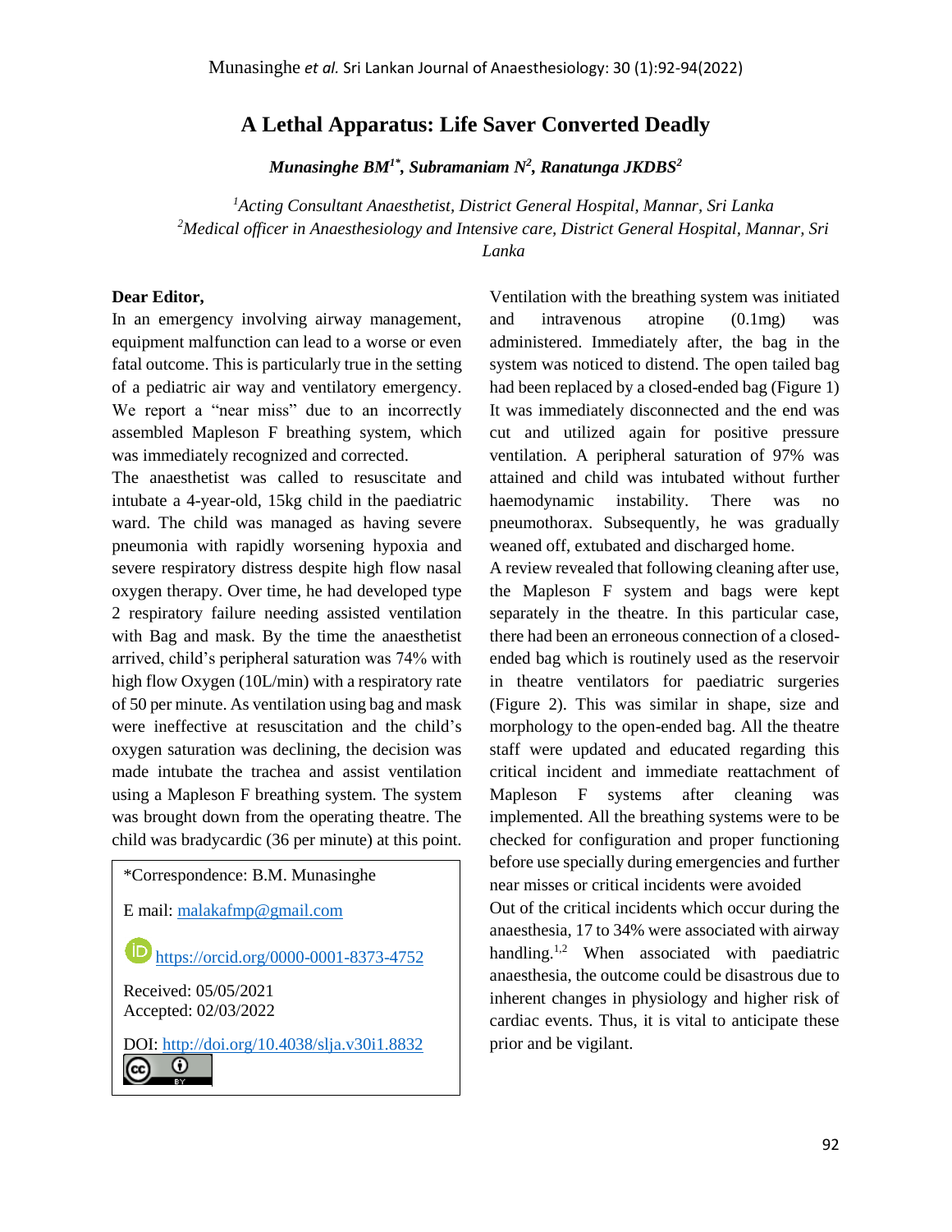# A Lethal Apparatus: Life Saver Converted Deadly

***Munasinghe BM[1*], Subramaniam N[2], Ranatunga JKDBS[2]***

*[1]Acting Consultant Anaesthetist, District General Hospital, Mannar, Sri Lanka*
*[2]Medical officer in Anaesthesiology and Intensive care, District General Hospital, Mannar, Sri Lanka*

**Dear Editor,**

In an emergency involving airway management, equipment malfunction can lead to a worse or even fatal outcome. This is particularly true in the setting of a pediatric air way and ventilatory emergency. We report a "near miss" due to an incorrectly assembled Mapleson F breathing system, which was immediately recognized and corrected.

The anaesthetist was called to resuscitate and intubate a 4-year-old, 15kg child in the paediatric ward. The child was managed as having severe pneumonia with rapidly worsening hypoxia and severe respiratory distress despite high flow nasal oxygen therapy. Over time, he had developed type 2 respiratory failure needing assisted ventilation with Bag and mask. By the time the anaesthetist arrived, child's peripheral saturation was 74% with high flow Oxygen (10L/min) with a respiratory rate of 50 per minute. As ventilation using bag and mask were ineffective at resuscitation and the child's oxygen saturation was declining, the decision was made intubate the trachea and assist ventilation using a Mapleson F breathing system. The system was brought down from the operating theatre. The child was bradycardic (36 per minute) at this point. Ventilation with the breathing system was initiated and intravenous atropine (0.1mg) was administered. Immediately after, the bag in the system was noticed to distend. The open tailed bag had been replaced by a closed-ended bag (Figure 1) It was immediately disconnected and the end was cut and utilized again for positive pressure ventilation. A peripheral saturation of 97% was attained and child was intubated without further haemodynamic instability. There was no pneumothorax. Subsequently, he was gradually weaned off, extubated and discharged home.

A review revealed that following cleaning after use, the Mapleson F system and bags were kept separately in the theatre. In this particular case, there had been an erroneous connection of a closed-ended bag which is routinely used as the reservoir in theatre ventilators for paediatric surgeries (Figure 2). This was similar in shape, size and morphology to the open-ended bag. All the theatre staff were updated and educated regarding this critical incident and immediate reattachment of Mapleson F systems after cleaning was implemented. All the breathing systems were to be checked for configuration and proper functioning before use specially during emergencies and further near misses or critical incidents were avoided

Out of the critical incidents which occur during the anaesthesia, 17 to 34% were associated with airway handling.[1,2] When associated with paediatric anaesthesia, the outcome could be disastrous due to inherent changes in physiology and higher risk of cardiac events. Thus, it is vital to anticipate these prior and be vigilant.

*Correspondence: B.M. Munasinghe

E mail: malakafmp@gmail.com

https://orcid.org/0000-0001-8373-4752

Received: 05/05/2021
Accepted: 02/03/2022

DOI: http://doi.org/10.4038/slja.v30i1.8832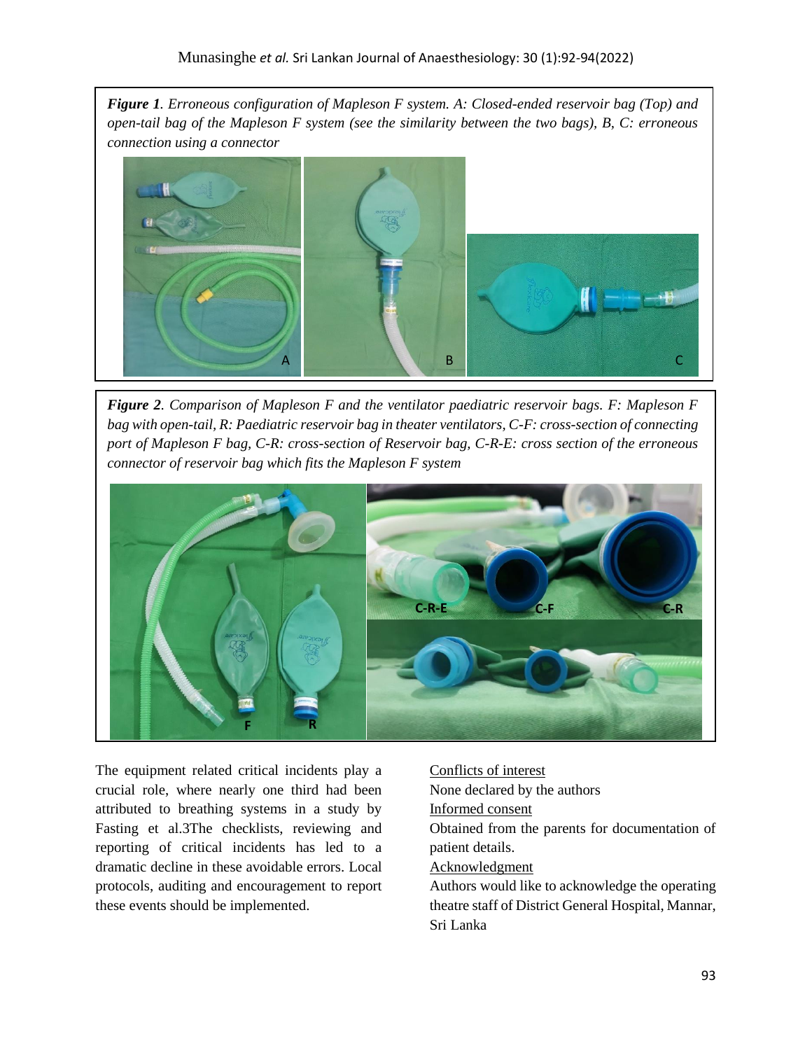*Figure 1. Erroneous configuration of Mapleson F system. A: Closed-ended reservoir bag (Top) and open-tail bag of the Mapleson F system (see the similarity between the two bags), B, C: erroneous connection using a connector*

*Figure 2. Comparison of Mapleson F and the ventilator paediatric reservoir bags. F: Mapleson F bag with open-tail, R: Paediatric reservoir bag in theater ventilators, C-F: cross-section of connecting port of Mapleson F bag, C-R: cross-section of Reservoir bag, C-R-E: cross section of the erroneous connector of reservoir bag which fits the Mapleson F system*

The equipment related critical incidents play a crucial role, where nearly one third had been attributed to breathing systems in a study by Fasting et al.[3] The checklists, reviewing and reporting of critical incidents has led to a dramatic decline in these avoidable errors. Local protocols, auditing and encouragement to report these events should be implemented.

Conflicts of interest

None declared by the authors

Informed consent

Obtained from the parents for documentation of patient details.

Acknowledgment

Authors would like to acknowledge the operating theatre staff of District General Hospital, Mannar, Sri Lanka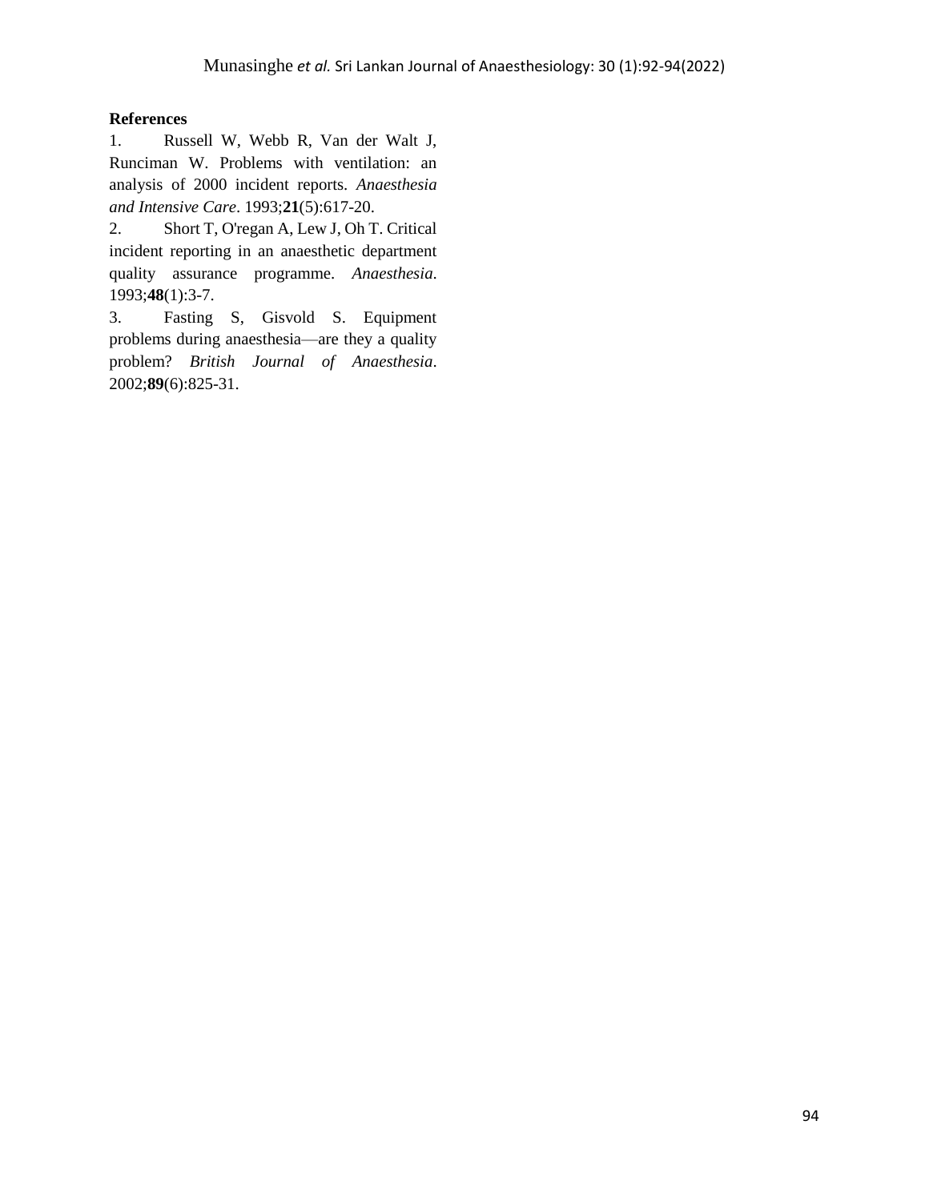## References

1. Russell W, Webb R, Van der Walt J, Runciman W. Problems with ventilation: an analysis of 2000 incident reports. *Anaesthesia and Intensive Care*. 1993;**21**(5):617-20.
2. Short T, O'regan A, Lew J, Oh T. Critical incident reporting in an anaesthetic department quality assurance programme. *Anaesthesia*. 1993;**48**(1):3-7.
3. Fasting S, Gisvold S. Equipment problems during anaesthesia—are they a quality problem? *British Journal of Anaesthesia*. 2002;**89**(6):825-31.